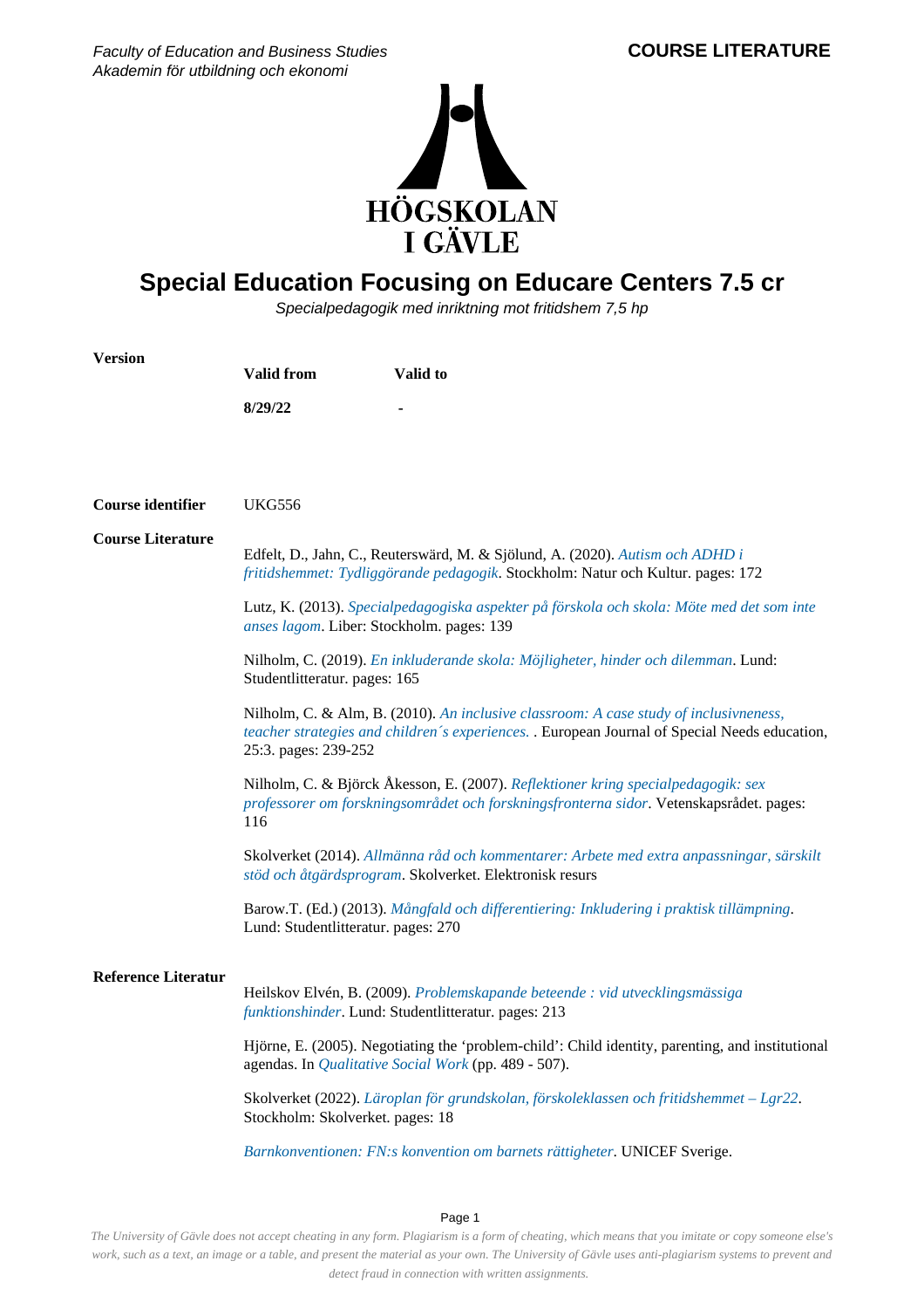Faculty of Education and Business Studies
Akademin för utbildning och ekonomi

**COURSE LITERATURE**

# Special Education Focusing on Educare Centers 7.5 cr

*Specialpedagogik med inriktning mot fritidshem 7,5 hp*

**Version**

| Valid from | Valid to |
|---|---|
| 8/29/22 | - |

**Course identifier** UKG556

## Course Literature

Edfelt, D., Jahn, C., Reuterswärd, M. & Sjölund, A. (2020). *Autism och ADHD i fritidshemmet: Tydliggörande pedagogik*. Stockholm: Natur och Kultur. pages: 172

Lutz, K. (2013). *Specialpedagogiska aspekter på förskola och skola: Möte med det som inte anses lagom*. Liber: Stockholm. pages: 139

Nilholm, C. (2019). *En inkluderande skola: Möjligheter, hinder och dilemman*. Lund: Studentlitteratur. pages: 165

Nilholm, C. & Alm, B. (2010). *An inclusive classroom: A case study of inclusivneness, teacher strategies and children´s experiences.* . European Journal of Special Needs education, 25:3. pages: 239-252

Nilholm, C. & Björck Åkesson, E. (2007). *Reflektioner kring specialpedagogik: sex professorer om forskningsområdet och forskningsfronterna sidor*. Vetenskapsrådet. pages: 116

Skolverket (2014). *Allmänna råd och kommentarer: Arbete med extra anpassningar, särskilt stöd och åtgärdsprogram*. Skolverket. Elektronisk resurs

Barow.T. (Ed.) (2013). *Mångfald och differentiering: Inkludering i praktisk tillämpning*. Lund: Studentlitteratur. pages: 270

## Reference Literatur

Heilskov Elvén, B. (2009). *Problemskapande beteende : vid utvecklingsmässiga funktionshinder*. Lund: Studentlitteratur. pages: 213

Hjörne, E. (2005). Negotiating the 'problem-child': Child identity, parenting, and institutional agendas. In *Qualitative Social Work* (pp. 489 - 507).

Skolverket (2022). *Läroplan för grundskolan, förskoleklassen och fritidshemmet – Lgr22*. Stockholm: Skolverket. pages: 18

*Barnkonventionen: FN:s konvention om barnets rättigheter*. UNICEF Sverige.

*The University of Gävle does not accept cheating in any form. Plagiarism is a form of cheating, which means that you imitate or copy someone else's work, such as a text, an image or a table, and present the material as your own. The University of Gävle uses anti-plagiarism systems to prevent and detect fraud in connection with written assignments.*